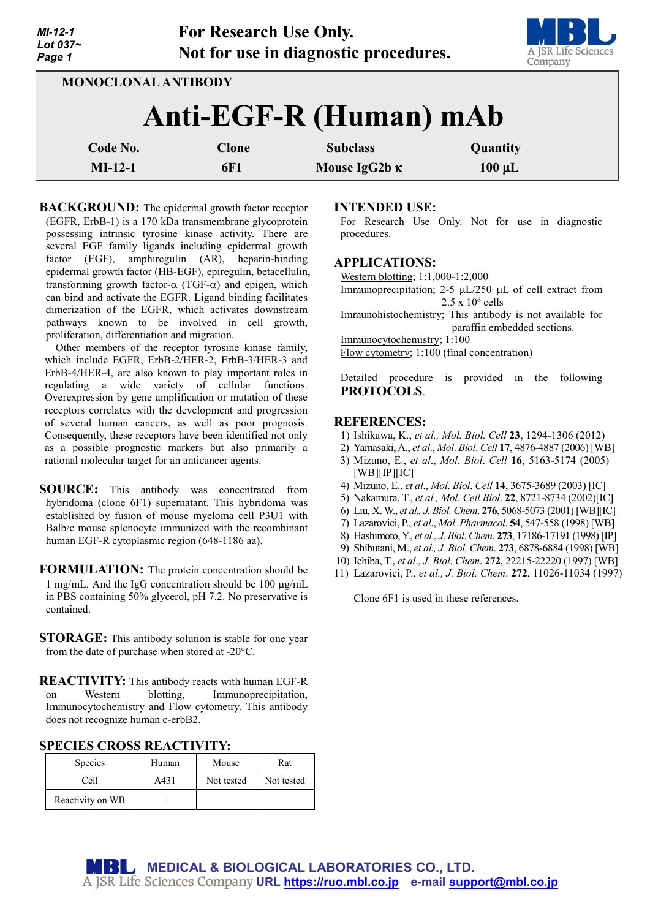**For Research Use Only.**
**Not for use in diagnostic procedures.**

MONOCLONAL ANTIBODY

# Anti-EGF-R (Human) mAb

| Code No. | Clone | Subclass | Quantity |
|---|---|---|---|
| MI-12-1 | 6F1 | Mouse IgG2b κ | 100 μL |

**BACKGROUND:** The epidermal growth factor receptor (EGFR, ErbB-1) is a 170 kDa transmembrane glycoprotein possessing intrinsic tyrosine kinase activity. There are several EGF family ligands including epidermal growth factor (EGF), amphiregulin (AR), heparin-binding epidermal growth factor (HB-EGF), epiregulin, betacellulin, transforming growth factor-α (TGF-α) and epigen, which can bind and activate the EGFR. Ligand binding facilitates dimerization of the EGFR, which activates downstream pathways known to be involved in cell growth, proliferation, differentiation and migration.

Other members of the receptor tyrosine kinase family, which include EGFR, ErbB-2/HER-2, ErbB-3/HER-3 and ErbB-4/HER-4, are also known to play important roles in regulating a wide variety of cellular functions. Overexpression by gene amplification or mutation of these receptors correlates with the development and progression of several human cancers, as well as poor prognosis. Consequently, these receptors have been identified not only as a possible prognostic markers but also primarily a rational molecular target for an anticancer agents.

**SOURCE:** This antibody was concentrated from hybridoma (clone 6F1) supernatant. This hybridoma was established by fusion of mouse myeloma cell P3U1 with Balb/c mouse splenocyte immunized with the recombinant human EGF-R cytoplasmic region (648-1186 aa).

**FORMULATION:** The protein concentration should be 1 mg/mL. And the IgG concentration should be 100 μg/mL in PBS containing 50% glycerol, pH 7.2. No preservative is contained.

**STORAGE:** This antibody solution is stable for one year from the date of purchase when stored at -20°C.

**REACTIVITY:** This antibody reacts with human EGF-R on Western blotting, Immunoprecipitation, Immunocytochemistry and Flow cytometry. This antibody does not recognize human c-erbB2.

**SPECIES CROSS REACTIVITY:**

| Species | Human | Mouse | Rat |
|---|---|---|---|
| Cell | A431 | Not tested | Not tested |
| Reactivity on WB | + | | |

**INTENDED USE:**

For Research Use Only. Not for use in diagnostic procedures.

**APPLICATIONS:**

Western blotting; 1:1,000-1:2,000
Immunoprecipitation; 2-5 μL/250 μL of cell extract from 2.5 x $10^6$ cells
Immunohistochemistry; This antibody is not available for paraffin embedded sections.
Immunocytochemistry; 1:100
Flow cytometry; 1:100 (final concentration)

Detailed procedure is provided in the following **PROTOCOLS**.

**REFERENCES:**

1) Ishikawa, K., *et al., Mol. Biol. Cell* **23**, 1294-1306 (2012)
2) Yamasaki, A., *et al*., *Mol. Biol. Cell* **17**, 4876-4887 (2006) [WB]
3) Mizuno, E., *et al*., *Mol*. *Biol*. *Cell* **16**, 5163-5174 (2005) [WB][IP][IC]
4) Mizuno, E., *et al*., *Mol*. *Biol*. *Cell* **14**, 3675-3689 (2003) [IC]
5) Nakamura, T., *et al., Mol. Cell Biol*. **22**, 8721-8734 (2002)[IC]
6) Liu, X. W., *et al., J. Biol. Chem*. **276**, 5068-5073 (2001) [WB][IC]
7) Lazarovici, P., *et al*., *Mol*. *Pharmacol*. **54**, 547-558 (1998) [WB]
8) Hashimoto, Y., *et al*., *J*. *Biol*. *Chem*. **273**, 17186-17191 (1998) [IP]
9) Shibutani, M., *et al., J. Biol. Chem*. **273**, 6878-6884 (1998) [WB]
10) Ichiba, T., *et al*., *J*. *Biol*. *Chem*. **272**, 22215-22220 (1997) [WB]
11) Lazarovici, P., *et al., J. Biol. Chem*. **272**, 11026-11034 (1997)

Clone 6F1 is used in these references.

MEDICAL & BIOLOGICAL LABORATORIES CO., LTD.
A JSR Life Sciences Company URL https://ruo.mbl.co.jp e-mail support@mbl.co.jp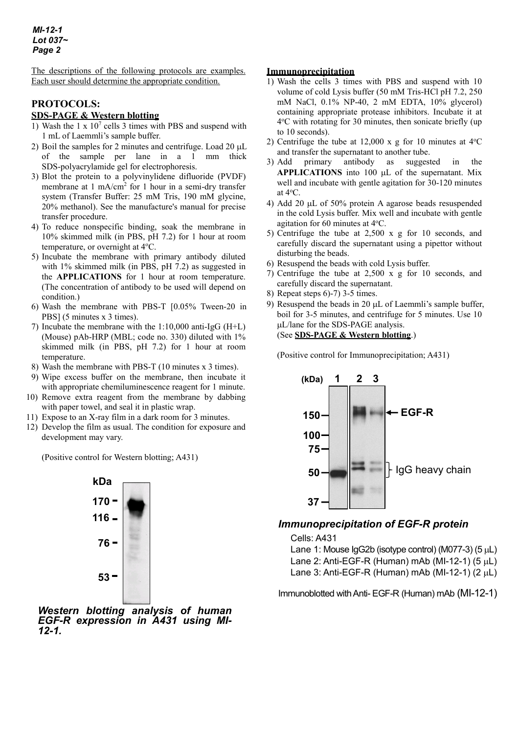The descriptions of the following protocols are examples. Each user should determine the appropriate condition.

## PROTOCOLS:

### SDS-PAGE & Western blotting

1) Wash the 1 x $10^7$ cells 3 times with PBS and suspend with 1 mL of Laemmli's sample buffer.
2) Boil the samples for 2 minutes and centrifuge. Load 20 μL of the sample per lane in a 1 mm thick SDS-polyacrylamide gel for electrophoresis.
3) Blot the protein to a polyvinylidene difluoride (PVDF) membrane at 1 mA/$cm^2$ for 1 hour in a semi-dry transfer system (Transfer Buffer: 25 mM Tris, 190 mM glycine, 20% methanol). See the manufacture's manual for precise transfer procedure.
4) To reduce nonspecific binding, soak the membrane in 10% skimmed milk (in PBS, pH 7.2) for 1 hour at room temperature, or overnight at 4°C.
5) Incubate the membrane with primary antibody diluted with 1% skimmed milk (in PBS, pH 7.2) as suggested in the **APPLICATIONS** for 1 hour at room temperature. (The concentration of antibody to be used will depend on condition.)
6) Wash the membrane with PBS-T [0.05% Tween-20 in PBS] (5 minutes x 3 times).
7) Incubate the membrane with the 1:10,000 anti-IgG (H+L) (Mouse) pAb-HRP (MBL; code no. 330) diluted with 1% skimmed milk (in PBS, pH 7.2) for 1 hour at room temperature.
8) Wash the membrane with PBS-T (10 minutes x 3 times).
9) Wipe excess buffer on the membrane, then incubate it with appropriate chemiluminescence reagent for 1 minute.
10) Remove extra reagent from the membrane by dabbing with paper towel, and seal it in plastic wrap.
11) Expose to an X-ray film in a dark room for 3 minutes.
12) Develop the film as usual. The condition for exposure and development may vary.

(Positive control for Western blotting; A431)

*Western blotting analysis of human EGF-R expression in A431 using MI-12-1.*

### Immunoprecipitation

1) Wash the cells 3 times with PBS and suspend with 10 volume of cold Lysis buffer (50 mM Tris-HCl pH 7.2, 250 mM NaCl, 0.1% NP-40, 2 mM EDTA, 10% glycerol) containing appropriate protease inhibitors. Incubate it at 4°C with rotating for 30 minutes, then sonicate briefly (up to 10 seconds).
2) Centrifuge the tube at 12,000 x g for 10 minutes at 4°C and transfer the supernatant to another tube.
3) Add primary antibody as suggested in the **APPLICATIONS** into 100 μL of the supernatant. Mix well and incubate with gentle agitation for 30-120 minutes at 4°C.
4) Add 20 μL of 50% protein A agarose beads resuspended in the cold Lysis buffer. Mix well and incubate with gentle agitation for 60 minutes at 4°C.
5) Centrifuge the tube at 2,500 x g for 10 seconds, and carefully discard the supernatant using a pipettor without disturbing the beads.
6) Resuspend the beads with cold Lysis buffer.
7) Centrifuge the tube at 2,500 x g for 10 seconds, and carefully discard the supernatant.
8) Repeat steps 6)-7) 3-5 times.
9) Resuspend the beads in 20 μL of Laemmli's sample buffer, boil for 3-5 minutes, and centrifuge for 5 minutes. Use 10 μL/lane for the SDS-PAGE analysis. (See **SDS-PAGE & Western blotting**.)

(Positive control for Immunoprecipitation; A431)

*Immunoprecipitation of EGF-R protein*

Cells: A431
Lane 1: Mouse IgG2b (isotype control) (M077-3) (5 μL)
Lane 2: Anti-EGF-R (Human) mAb (MI-12-1) (5 μL)
Lane 3: Anti-EGF-R (Human) mAb (MI-12-1) (2 μL)

Immunoblotted with Anti- EGF-R (Human) mAb (MI-12-1)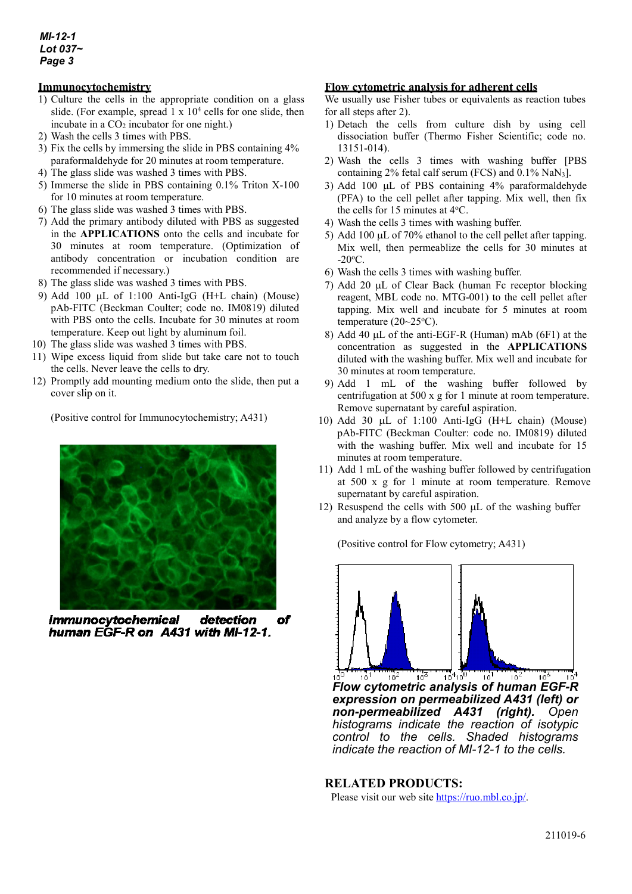## Immunocytochemistry

1) Culture the cells in the appropriate condition on a glass slide. (For example, spread 1 x $10^4$ cells for one slide, then incubate in a $CO_2$ incubator for one night.)
2) Wash the cells 3 times with PBS.
3) Fix the cells by immersing the slide in PBS containing 4% paraformaldehyde for 20 minutes at room temperature.
4) The glass slide was washed 3 times with PBS.
5) Immerse the slide in PBS containing 0.1% Triton X-100 for 10 minutes at room temperature.
6) The glass slide was washed 3 times with PBS.
7) Add the primary antibody diluted with PBS as suggested in the **APPLICATIONS** onto the cells and incubate for 30 minutes at room temperature. (Optimization of antibody concentration or incubation condition are recommended if necessary.)
8) The glass slide was washed 3 times with PBS.
9) Add 100 µL of 1:100 Anti-IgG (H+L chain) (Mouse) pAb-FITC (Beckman Coulter; code no. IM0819) diluted with PBS onto the cells. Incubate for 30 minutes at room temperature. Keep out light by aluminum foil.
10) The glass slide was washed 3 times with PBS.
11) Wipe excess liquid from slide but take care not to touch the cells. Never leave the cells to dry.
12) Promptly add mounting medium onto the slide, then put a cover slip on it.

(Positive control for Immunocytochemistry; A431)

***Immunocytochemical detection of human EGF-R on A431 with MI-12-1.***

## Flow cytometric analysis for adherent cells

We usually use Fisher tubes or equivalents as reaction tubes for all steps after 2).

1) Detach the cells from culture dish by using cell dissociation buffer (Thermo Fisher Scientific; code no. 13151-014).
2) Wash the cells 3 times with washing buffer [PBS containing 2% fetal calf serum (FCS) and 0.1% $NaN_3$].
3) Add 100 µL of PBS containing 4% paraformaldehyde (PFA) to the cell pellet after tapping. Mix well, then fix the cells for 15 minutes at 4°C.
4) Wash the cells 3 times with washing buffer.
5) Add 100 µL of 70% ethanol to the cell pellet after tapping. Mix well, then permeablize the cells for 30 minutes at -20°C.
6) Wash the cells 3 times with washing buffer.
7) Add 20 µL of Clear Back (human Fc receptor blocking reagent, MBL code no. MTG-001) to the cell pellet after tapping. Mix well and incubate for 5 minutes at room temperature (20~25°C).
8) Add 40 µL of the anti-EGF-R (Human) mAb (6F1) at the concentration as suggested in the **APPLICATIONS** diluted with the washing buffer. Mix well and incubate for 30 minutes at room temperature.
9) Add 1 mL of the washing buffer followed by centrifugation at 500 x g for 1 minute at room temperature. Remove supernatant by careful aspiration.
10) Add 30 µL of 1:100 Anti-IgG (H+L chain) (Mouse) pAb-FITC (Beckman Coulter: code no. IM0819) diluted with the washing buffer. Mix well and incubate for 15 minutes at room temperature.
11) Add 1 mL of the washing buffer followed by centrifugation at 500 x g for 1 minute at room temperature. Remove supernatant by careful aspiration.
12) Resuspend the cells with 500 µL of the washing buffer and analyze by a flow cytometer.

(Positive control for Flow cytometry; A431)

$10^0$ $10^1$ $10^2$ $10^3$ $10^4$

$10^0$ $10^1$ $10^2$ $10^3$ $10^4$

***Flow cytometric analysis of human EGF-R expression on permeabilized A431 (left) or non-permeabilized A431 (right).*** *Open histograms indicate the reaction of isotypic control to the cells. Shaded histograms indicate the reaction of MI-12-1 to the cells.*

## RELATED PRODUCTS:

Please visit our web site https://ruo.mbl.co.jp/.